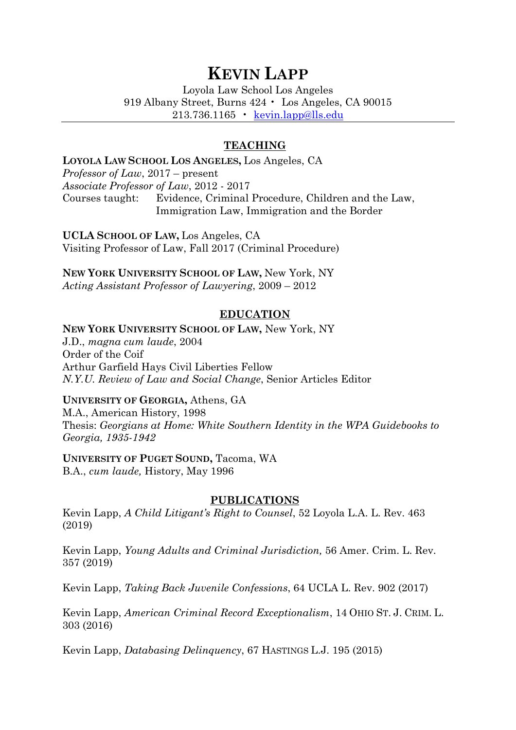# KEVIN LAPP

Loyola Law School Los Angeles
919 Albany Street, Burns 424 • Los Angeles, CA 90015
213.736.1165 • kevin.lapp@lls.edu

## TEACHING

**LOYOLA LAW SCHOOL LOS ANGELES,** Los Angeles, CA
*Professor of Law*, 2017 – present
*Associate Professor of Law*, 2012 - 2017
Courses taught: Evidence, Criminal Procedure, Children and the Law, Immigration Law, Immigration and the Border

**UCLA SCHOOL OF LAW,** Los Angeles, CA
Visiting Professor of Law, Fall 2017 (Criminal Procedure)

**NEW YORK UNIVERSITY SCHOOL OF LAW,** New York, NY
*Acting Assistant Professor of Lawyering*, 2009 – 2012

## EDUCATION

**NEW YORK UNIVERSITY SCHOOL OF LAW,** New York, NY
J.D., *magna cum laude*, 2004
Order of the Coif
Arthur Garfield Hays Civil Liberties Fellow
*N.Y.U. Review of Law and Social Change*, Senior Articles Editor

**UNIVERSITY OF GEORGIA,** Athens, GA
M.A., American History, 1998
Thesis: *Georgians at Home: White Southern Identity in the WPA Guidebooks to Georgia, 1935-1942*

**UNIVERSITY OF PUGET SOUND,** Tacoma, WA
B.A., *cum laude,* History, May 1996

## PUBLICATIONS

Kevin Lapp, *A Child Litigant's Right to Counsel*, 52 Loyola L.A. L. Rev. 463 (2019)

Kevin Lapp, *Young Adults and Criminal Jurisdiction,* 56 Amer. Crim. L. Rev. 357 (2019)

Kevin Lapp, *Taking Back Juvenile Confessions*, 64 UCLA L. Rev. 902 (2017)

Kevin Lapp, *American Criminal Record Exceptionalism*, 14 OHIO ST. J. CRIM. L. 303 (2016)

Kevin Lapp, *Databasing Delinquency*, 67 HASTINGS L.J. 195 (2015)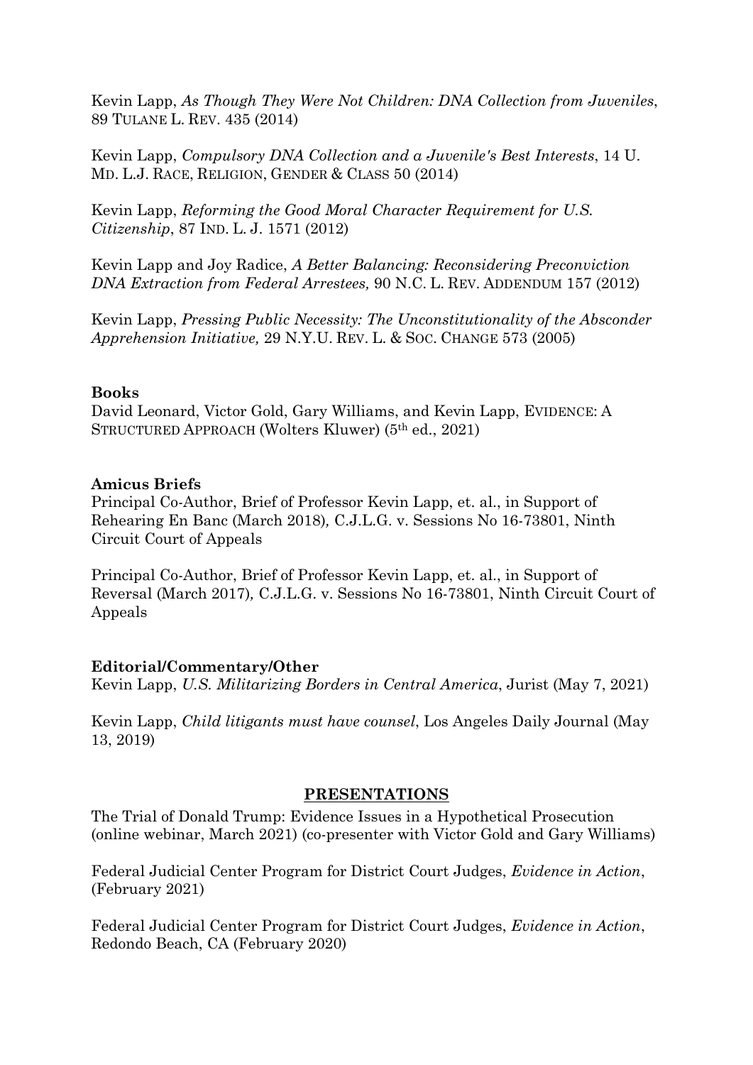Kevin Lapp, *As Though They Were Not Children: DNA Collection from Juveniles*, 89 TULANE L. REV. 435 (2014)

Kevin Lapp, *Compulsory DNA Collection and a Juvenile's Best Interests*, 14 U. MD. L.J. RACE, RELIGION, GENDER & CLASS 50 (2014)

Kevin Lapp, *Reforming the Good Moral Character Requirement for U.S. Citizenship*, 87 IND. L. J. 1571 (2012)

Kevin Lapp and Joy Radice, *A Better Balancing: Reconsidering Preconviction DNA Extraction from Federal Arrestees,* 90 N.C. L. REV. ADDENDUM 157 (2012)

Kevin Lapp, *Pressing Public Necessity: The Unconstitutionality of the Absconder Apprehension Initiative,* 29 N.Y.U. REV. L. & SOC. CHANGE 573 (2005)

**Books**

David Leonard, Victor Gold, Gary Williams, and Kevin Lapp, EVIDENCE: A STRUCTURED APPROACH (Wolters Kluwer) (5th ed., 2021)

**Amicus Briefs**

Principal Co-Author, Brief of Professor Kevin Lapp, et. al., in Support of Rehearing En Banc (March 2018), C.J.L.G. v. Sessions No 16-73801, Ninth Circuit Court of Appeals

Principal Co-Author, Brief of Professor Kevin Lapp, et. al., in Support of Reversal (March 2017), C.J.L.G. v. Sessions No 16-73801, Ninth Circuit Court of Appeals

**Editorial/Commentary/Other**

Kevin Lapp, *U.S. Militarizing Borders in Central America*, Jurist (May 7, 2021)

Kevin Lapp, *Child litigants must have counsel*, Los Angeles Daily Journal (May 13, 2019)

## PRESENTATIONS

The Trial of Donald Trump: Evidence Issues in a Hypothetical Prosecution (online webinar, March 2021) (co-presenter with Victor Gold and Gary Williams)

Federal Judicial Center Program for District Court Judges, *Evidence in Action*, (February 2021)

Federal Judicial Center Program for District Court Judges, *Evidence in Action*, Redondo Beach, CA (February 2020)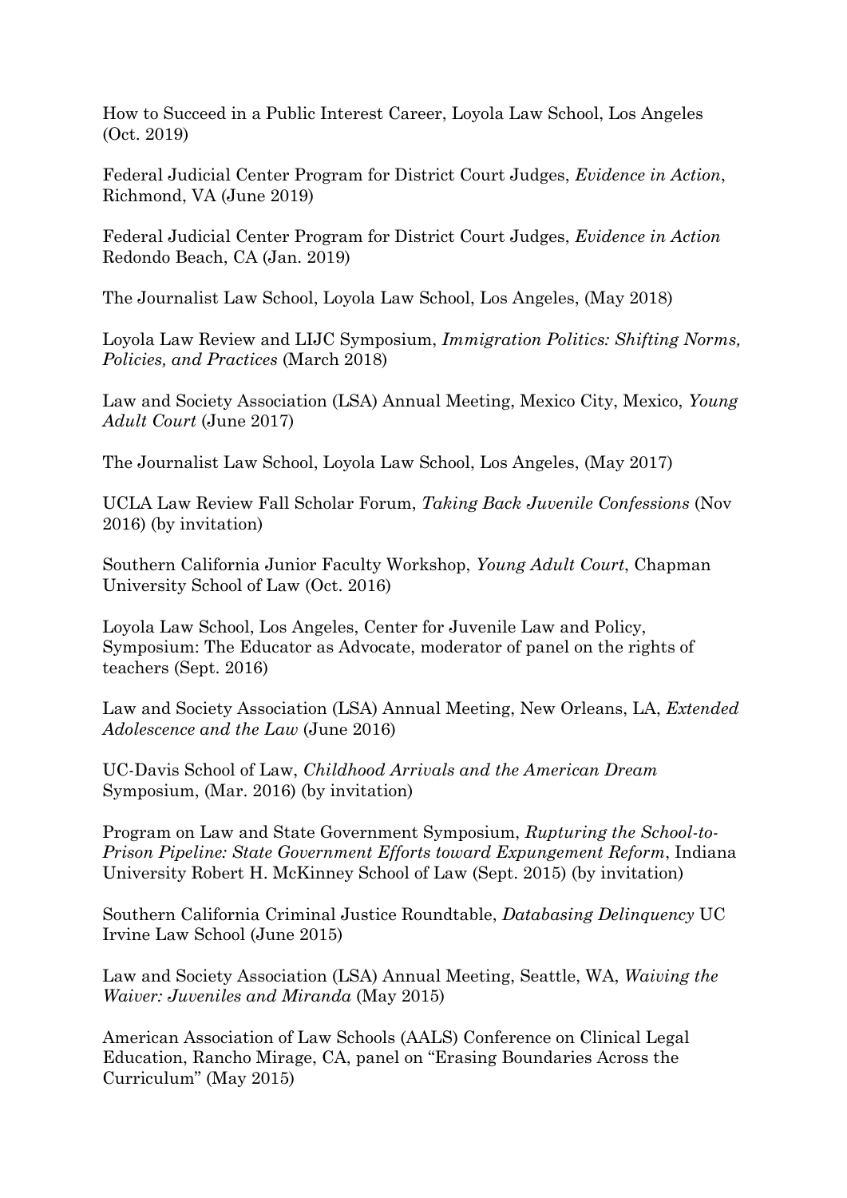How to Succeed in a Public Interest Career, Loyola Law School, Los Angeles (Oct. 2019)

Federal Judicial Center Program for District Court Judges, *Evidence in Action*, Richmond, VA (June 2019)

Federal Judicial Center Program for District Court Judges, *Evidence in Action* Redondo Beach, CA (Jan. 2019)

The Journalist Law School, Loyola Law School, Los Angeles, (May 2018)

Loyola Law Review and LIJC Symposium, *Immigration Politics: Shifting Norms, Policies, and Practices* (March 2018)

Law and Society Association (LSA) Annual Meeting, Mexico City, Mexico, *Young Adult Court* (June 2017)

The Journalist Law School, Loyola Law School, Los Angeles, (May 2017)

UCLA Law Review Fall Scholar Forum, *Taking Back Juvenile Confessions* (Nov 2016) (by invitation)

Southern California Junior Faculty Workshop, *Young Adult Court*, Chapman University School of Law (Oct. 2016)

Loyola Law School, Los Angeles, Center for Juvenile Law and Policy, Symposium: The Educator as Advocate, moderator of panel on the rights of teachers (Sept. 2016)

Law and Society Association (LSA) Annual Meeting, New Orleans, LA, *Extended Adolescence and the Law* (June 2016)

UC-Davis School of Law, *Childhood Arrivals and the American Dream* Symposium, (Mar. 2016) (by invitation)

Program on Law and State Government Symposium, *Rupturing the School-to-Prison Pipeline: State Government Efforts toward Expungement Reform*, Indiana University Robert H. McKinney School of Law (Sept. 2015) (by invitation)

Southern California Criminal Justice Roundtable, *Databasing Delinquency* UC Irvine Law School (June 2015)

Law and Society Association (LSA) Annual Meeting, Seattle, WA, *Waiving the Waiver: Juveniles and Miranda* (May 2015)

American Association of Law Schools (AALS) Conference on Clinical Legal Education, Rancho Mirage, CA, panel on "Erasing Boundaries Across the Curriculum" (May 2015)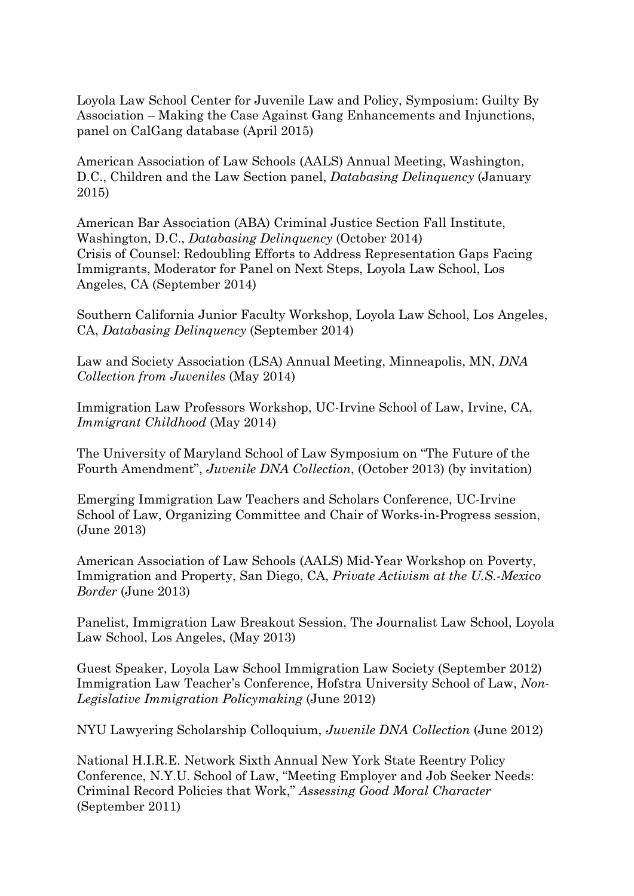Loyola Law School Center for Juvenile Law and Policy, Symposium: Guilty By Association – Making the Case Against Gang Enhancements and Injunctions, panel on CalGang database (April 2015)

American Association of Law Schools (AALS) Annual Meeting, Washington, D.C., Children and the Law Section panel, *Databasing Delinquency* (January 2015)

American Bar Association (ABA) Criminal Justice Section Fall Institute, Washington, D.C., *Databasing Delinquency* (October 2014)
Crisis of Counsel: Redoubling Efforts to Address Representation Gaps Facing Immigrants, Moderator for Panel on Next Steps, Loyola Law School, Los Angeles, CA (September 2014)

Southern California Junior Faculty Workshop, Loyola Law School, Los Angeles, CA, *Databasing Delinquency* (September 2014)

Law and Society Association (LSA) Annual Meeting, Minneapolis, MN, *DNA Collection from Juveniles* (May 2014)

Immigration Law Professors Workshop, UC-Irvine School of Law, Irvine, CA, *Immigrant Childhood* (May 2014)

The University of Maryland School of Law Symposium on "The Future of the Fourth Amendment", *Juvenile DNA Collection*, (October 2013) (by invitation)

Emerging Immigration Law Teachers and Scholars Conference, UC-Irvine School of Law, Organizing Committee and Chair of Works-in-Progress session, (June 2013)

American Association of Law Schools (AALS) Mid-Year Workshop on Poverty, Immigration and Property, San Diego, CA, *Private Activism at the U.S.-Mexico Border* (June 2013)

Panelist, Immigration Law Breakout Session, The Journalist Law School, Loyola Law School, Los Angeles, (May 2013)

Guest Speaker, Loyola Law School Immigration Law Society (September 2012)
Immigration Law Teacher's Conference, Hofstra University School of Law, *Non-Legislative Immigration Policymaking* (June 2012)

NYU Lawyering Scholarship Colloquium, *Juvenile DNA Collection* (June 2012)

National H.I.R.E. Network Sixth Annual New York State Reentry Policy Conference, N.Y.U. School of Law, "Meeting Employer and Job Seeker Needs: Criminal Record Policies that Work," *Assessing Good Moral Character* (September 2011)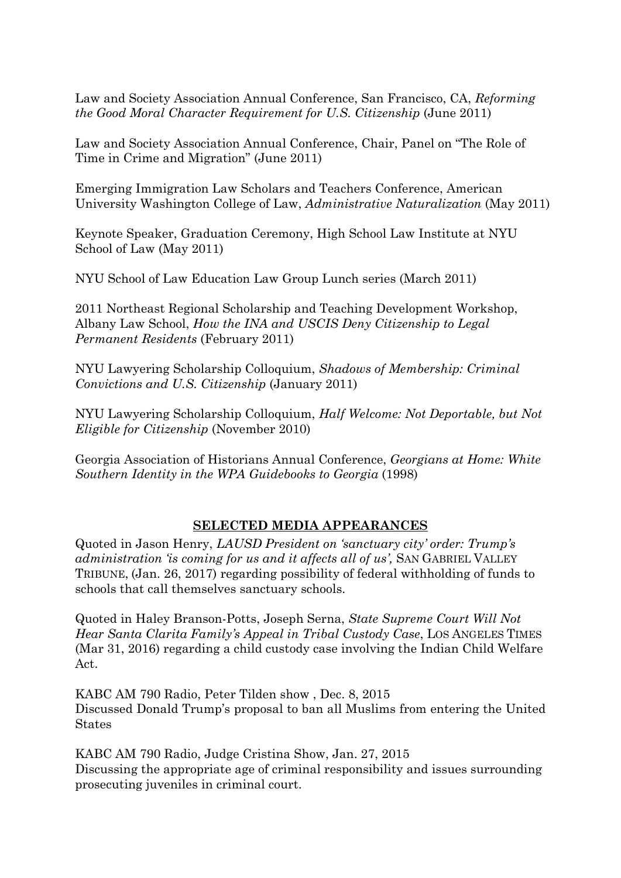Law and Society Association Annual Conference, San Francisco, CA, *Reforming the Good Moral Character Requirement for U.S. Citizenship* (June 2011)

Law and Society Association Annual Conference, Chair, Panel on "The Role of Time in Crime and Migration" (June 2011)

Emerging Immigration Law Scholars and Teachers Conference, American University Washington College of Law, *Administrative Naturalization* (May 2011)

Keynote Speaker, Graduation Ceremony, High School Law Institute at NYU School of Law (May 2011)

NYU School of Law Education Law Group Lunch series (March 2011)

2011 Northeast Regional Scholarship and Teaching Development Workshop, Albany Law School, *How the INA and USCIS Deny Citizenship to Legal Permanent Residents* (February 2011)

NYU Lawyering Scholarship Colloquium, *Shadows of Membership: Criminal Convictions and U.S. Citizenship* (January 2011)

NYU Lawyering Scholarship Colloquium, *Half Welcome: Not Deportable, but Not Eligible for Citizenship* (November 2010)

Georgia Association of Historians Annual Conference, *Georgians at Home: White Southern Identity in the WPA Guidebooks to Georgia* (1998)

## SELECTED MEDIA APPEARANCES

Quoted in Jason Henry, *LAUSD President on 'sanctuary city' order: Trump's administration 'is coming for us and it affects all of us',* SAN GABRIEL VALLEY TRIBUNE, (Jan. 26, 2017) regarding possibility of federal withholding of funds to schools that call themselves sanctuary schools.

Quoted in Haley Branson-Potts, Joseph Serna, *State Supreme Court Will Not Hear Santa Clarita Family's Appeal in Tribal Custody Case*, LOS ANGELES TIMES (Mar 31, 2016) regarding a child custody case involving the Indian Child Welfare Act.

KABC AM 790 Radio, Peter Tilden show , Dec. 8, 2015
Discussed Donald Trump's proposal to ban all Muslims from entering the United States

KABC AM 790 Radio, Judge Cristina Show, Jan. 27, 2015
Discussing the appropriate age of criminal responsibility and issues surrounding prosecuting juveniles in criminal court.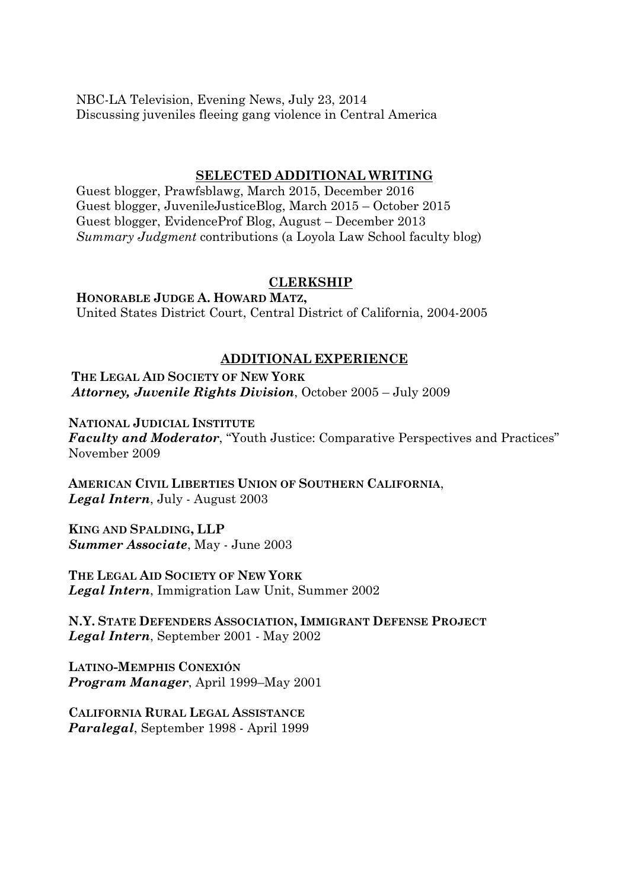NBC-LA Television, Evening News, July 23, 2014
Discussing juveniles fleeing gang violence in Central America

## SELECTED ADDITIONAL WRITING

Guest blogger, Prawfsblawg, March 2015, December 2016
Guest blogger, JuvenileJusticeBlog, March 2015 – October 2015
Guest blogger, EvidenceProf Blog, August – December 2013
*Summary Judgment* contributions (a Loyola Law School faculty blog)

## CLERKSHIP

**HONORABLE JUDGE A. HOWARD MATZ,**
United States District Court, Central District of California, 2004-2005

## ADDITIONAL EXPERIENCE

**THE LEGAL AID SOCIETY OF NEW YORK**
***Attorney, Juvenile Rights Division***, October 2005 – July 2009

**NATIONAL JUDICIAL INSTITUTE**
***Faculty and Moderator***, "Youth Justice: Comparative Perspectives and Practices"
November 2009

**AMERICAN CIVIL LIBERTIES UNION OF SOUTHERN CALIFORNIA**,
***Legal Intern***, July - August 2003

**KING AND SPALDING, LLP**
***Summer Associate***, May - June 2003

**THE LEGAL AID SOCIETY OF NEW YORK**
***Legal Intern***, Immigration Law Unit, Summer 2002

**N.Y. STATE DEFENDERS ASSOCIATION, IMMIGRANT DEFENSE PROJECT**
***Legal Intern***, September 2001 - May 2002

**LATINO-MEMPHIS CONEXIÓN**
***Program Manager***, April 1999–May 2001

**CALIFORNIA RURAL LEGAL ASSISTANCE**
***Paralegal***, September 1998 - April 1999